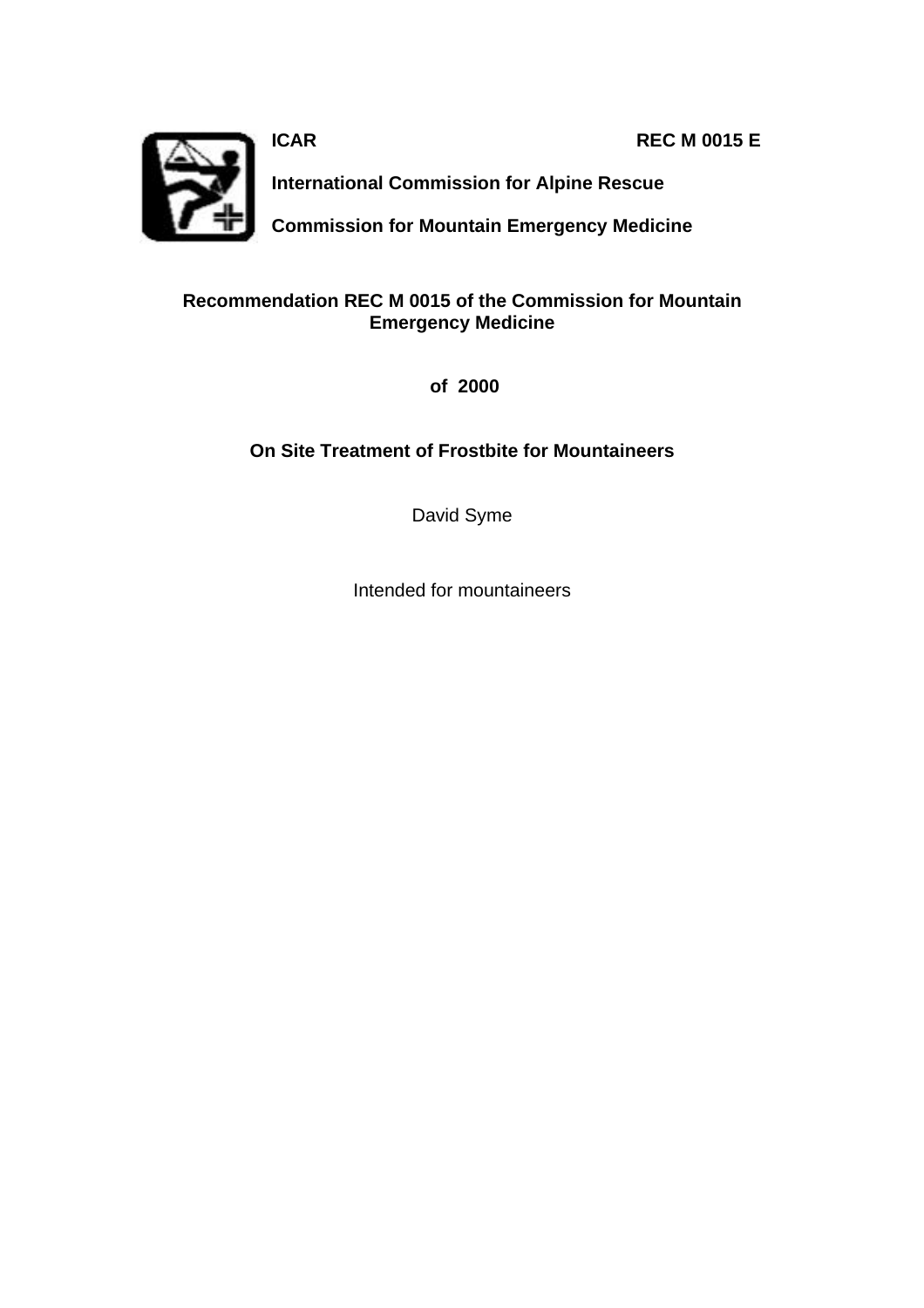**ICAR** **REC M 0015 E**

**International Commission for Alpine Rescue**

**Commission for Mountain Emergency Medicine**

# Recommendation REC M 0015 of the Commission for Mountain Emergency Medicine

**of 2000**

## On Site Treatment of Frostbite for Mountaineers

David Syme

Intended for mountaineers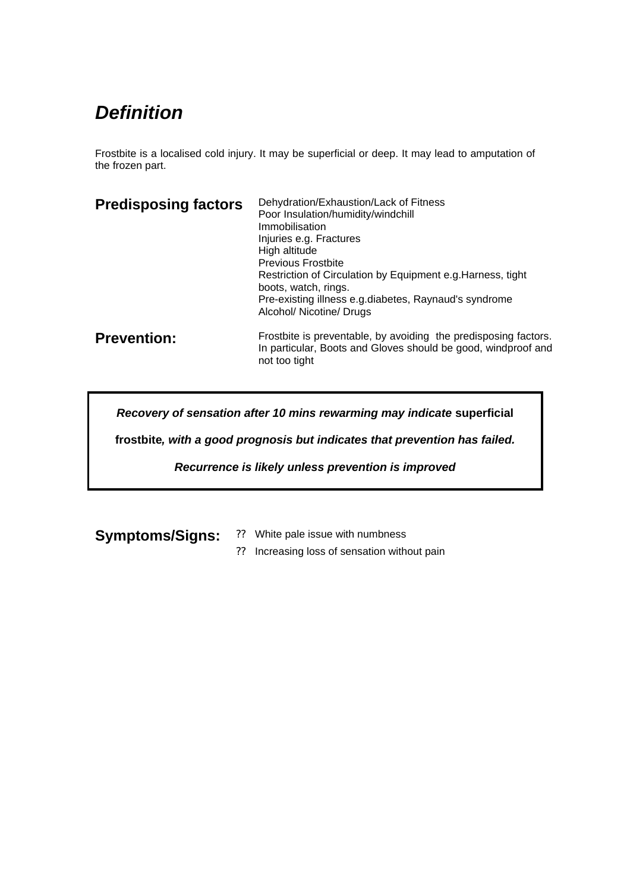## *Definition*

Frostbite is a localised cold injury. It may be superficial or deep. It may lead to amputation of the frozen part.

**Predisposing factors**

Dehydration/Exhaustion/Lack of Fitness
Poor Insulation/humidity/windchill
Immobilisation
Injuries e.g. Fractures
High altitude
Previous Frostbite
Restriction of Circulation by Equipment e.g.Harness, tight boots, watch, rings.
Pre-existing illness e.g.diabetes, Raynaud's syndrome
Alcohol/ Nicotine/ Drugs

**Prevention:**

Frostbite is preventable, by avoiding the predisposing factors. In particular, Boots and Gloves should be good, windproof and not too tight

> ***Recovery of sensation after 10 mins rewarming may indicate*** **superficial frostbite*****, with a good prognosis but indicates that prevention has failed.***
>
> ***Recurrence is likely unless prevention is improved***

**Symptoms/Signs:**

- White pale issue with numbness
- Increasing loss of sensation without pain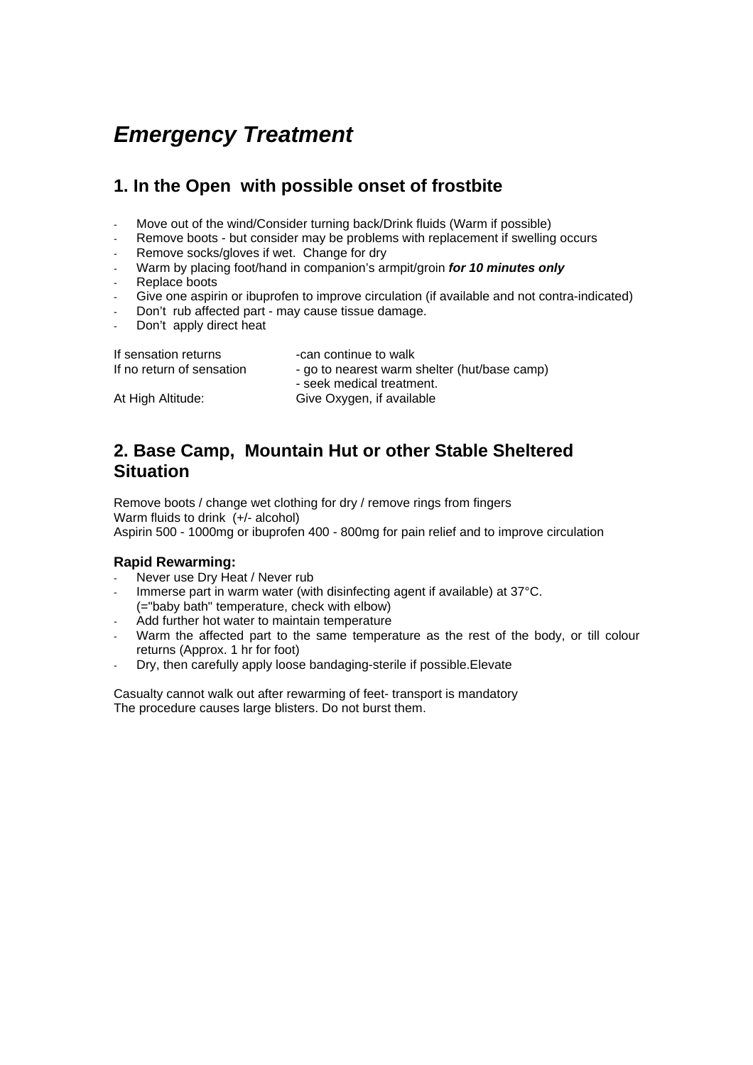# *Emergency Treatment*

## 1. In the Open with possible onset of frostbite

- Move out of the wind/Consider turning back/Drink fluids (Warm if possible)
- Remove boots - but consider may be problems with replacement if swelling occurs
- Remove socks/gloves if wet. Change for dry
- Warm by placing foot/hand in companion's armpit/groin ***for 10 minutes only***
- Replace boots
- Give one aspirin or ibuprofen to improve circulation (if available and not contra-indicated)
- Don't rub affected part - may cause tissue damage.
- Don't apply direct heat

| | |
|---|---|
| If sensation returns | -can continue to walk |
| If no return of sensation | - go to nearest warm shelter (hut/base camp)<br>- seek medical treatment. |
| At High Altitude: | Give Oxygen, if available |

## 2. Base Camp, Mountain Hut or other Stable Sheltered Situation

Remove boots / change wet clothing for dry / remove rings from fingers
Warm fluids to drink (+/- alcohol)
Aspirin 500 - 1000mg or ibuprofen 400 - 800mg for pain relief and to improve circulation

### Rapid Rewarming:

- Never use Dry Heat / Never rub
- Immerse part in warm water (with disinfecting agent if available) at 37°C. (="baby bath" temperature, check with elbow)
- Add further hot water to maintain temperature
- Warm the affected part to the same temperature as the rest of the body, or till colour returns (Approx. 1 hr for foot)
- Dry, then carefully apply loose bandaging-sterile if possible.Elevate

Casualty cannot walk out after rewarming of feet- transport is mandatory
The procedure causes large blisters. Do not burst them.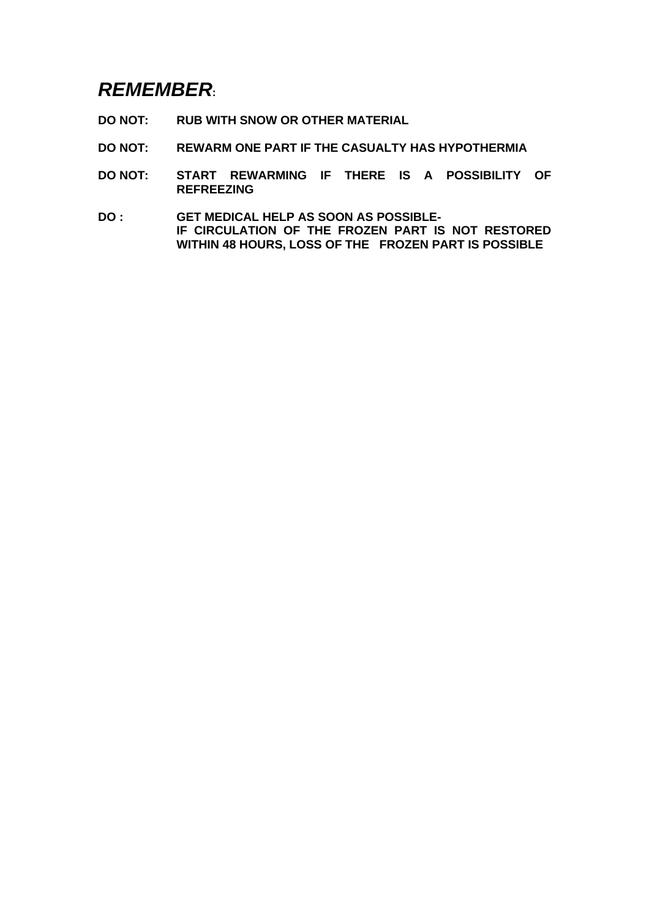## ***REMEMBER*:**

**DO NOT:** **RUB WITH SNOW OR OTHER MATERIAL**

**DO NOT:** **REWARM ONE PART IF THE CASUALTY HAS HYPOTHERMIA**

**DO NOT:** **START REWARMING IF THERE IS A POSSIBILITY OF REFREEZING**

**DO :** **GET MEDICAL HELP AS SOON AS POSSIBLE- IF CIRCULATION OF THE FROZEN PART IS NOT RESTORED WITHIN 48 HOURS, LOSS OF THE FROZEN PART IS POSSIBLE**